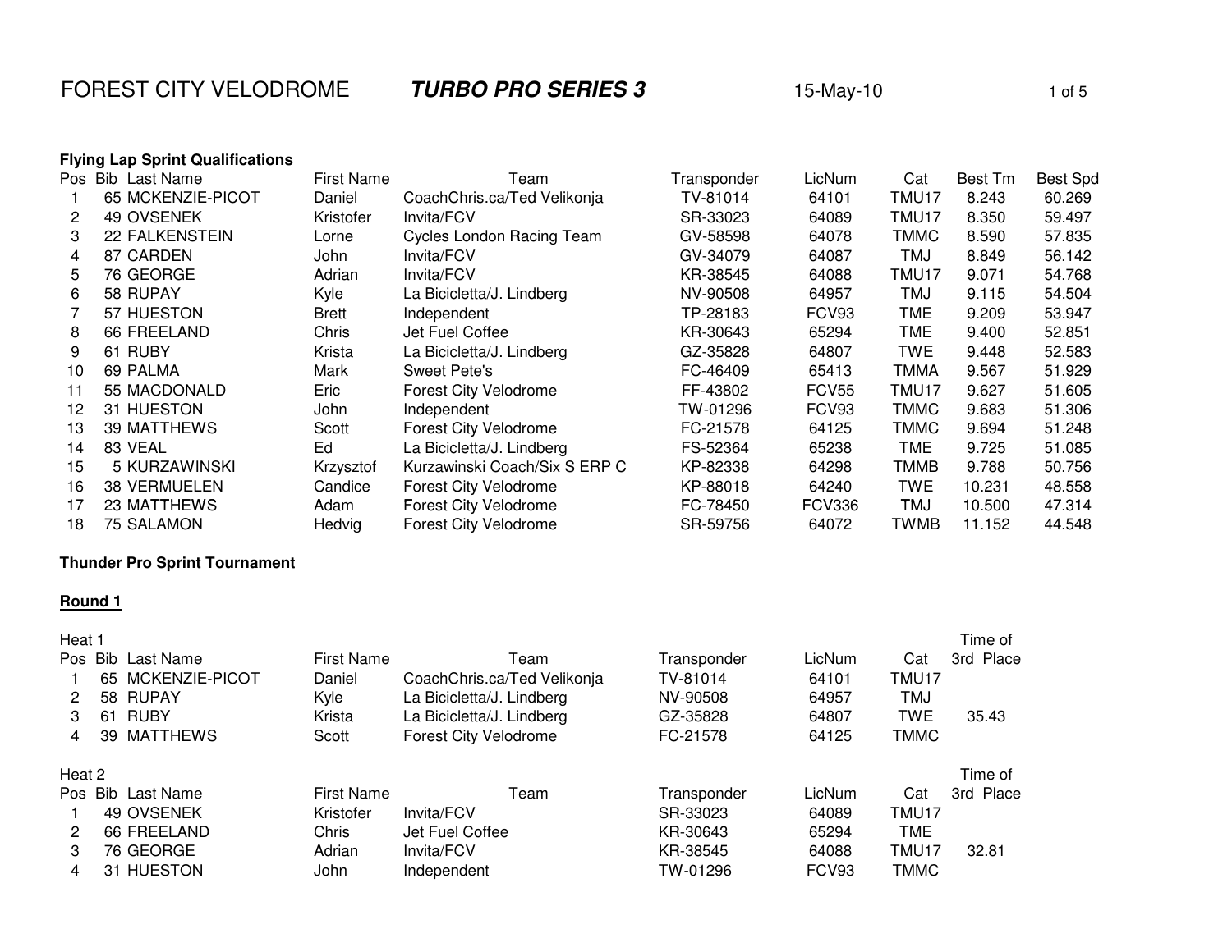# FOREST CITY VELODROME ***TURBO PRO SERIES 3*** 15-May-10

### Flying Lap Sprint Qualifications

| Pos | Bib | Last Name | First Name | Team | Transponder | LicNum | Cat | Best Tm | Best Spd |
|---|---|---|---|---|---|---|---|---|---|
| 1 | 65 | MCKENZIE-PICOT | Daniel | CoachChris.ca/Ted Velikonja | TV-81014 | 64101 | TMU17 | 8.243 | 60.269 |
| 2 | 49 | OVSENEK | Kristofer | Invita/FCV | SR-33023 | 64089 | TMU17 | 8.350 | 59.497 |
| 3 | 22 | FALKENSTEIN | Lorne | Cycles London Racing Team | GV-58598 | 64078 | TMMC | 8.590 | 57.835 |
| 4 | 87 | CARDEN | John | Invita/FCV | GV-34079 | 64087 | TMJ | 8.849 | 56.142 |
| 5 | 76 | GEORGE | Adrian | Invita/FCV | KR-38545 | 64088 | TMU17 | 9.071 | 54.768 |
| 6 | 58 | RUPAY | Kyle | La Bicicletta/J. Lindberg | NV-90508 | 64957 | TMJ | 9.115 | 54.504 |
| 7 | 57 | HUESTON | Brett | Independent | TP-28183 | FCV93 | TME | 9.209 | 53.947 |
| 8 | 66 | FREELAND | Chris | Jet Fuel Coffee | KR-30643 | 65294 | TME | 9.400 | 52.851 |
| 9 | 61 | RUBY | Krista | La Bicicletta/J. Lindberg | GZ-35828 | 64807 | TWE | 9.448 | 52.583 |
| 10 | 69 | PALMA | Mark | Sweet Pete's | FC-46409 | 65413 | TMMA | 9.567 | 51.929 |
| 11 | 55 | MACDONALD | Eric | Forest City Velodrome | FF-43802 | FCV55 | TMU17 | 9.627 | 51.605 |
| 12 | 31 | HUESTON | John | Independent | TW-01296 | FCV93 | TMMC | 9.683 | 51.306 |
| 13 | 39 | MATTHEWS | Scott | Forest City Velodrome | FC-21578 | 64125 | TMMC | 9.694 | 51.248 |
| 14 | 83 | VEAL | Ed | La Bicicletta/J. Lindberg | FS-52364 | 65238 | TME | 9.725 | 51.085 |
| 15 | 5 | KURZAWINSKI | Krzysztof | Kurzawinski Coach/Six S ERP C | KP-82338 | 64298 | TMMB | 9.788 | 50.756 |
| 16 | 38 | VERMUELEN | Candice | Forest City Velodrome | KP-88018 | 64240 | TWE | 10.231 | 48.558 |
| 17 | 23 | MATTHEWS | Adam | Forest City Velodrome | FC-78450 | FCV336 | TMJ | 10.500 | 47.314 |
| 18 | 75 | SALAMON | Hedvig | Forest City Velodrome | SR-59756 | 64072 | TWMB | 11.152 | 44.548 |

### Thunder Pro Sprint Tournament

**Round 1**

Heat 1

| Pos | Bib | Last Name | First Name | Team | Transponder | LicNum | Cat | Time of 3rd Place |
|---|---|---|---|---|---|---|---|---|
| 1 | 65 | MCKENZIE-PICOT | Daniel | CoachChris.ca/Ted Velikonja | TV-81014 | 64101 | TMU17 | |
| 2 | 58 | RUPAY | Kyle | La Bicicletta/J. Lindberg | NV-90508 | 64957 | TMJ | |
| 3 | 61 | RUBY | Krista | La Bicicletta/J. Lindberg | GZ-35828 | 64807 | TWE | 35.43 |
| 4 | 39 | MATTHEWS | Scott | Forest City Velodrome | FC-21578 | 64125 | TMMC | |

Heat 2

| Pos | Bib | Last Name | First Name | Team | Transponder | LicNum | Cat | Time of 3rd Place |
|---|---|---|---|---|---|---|---|---|
| 1 | 49 | OVSENEK | Kristofer | Invita/FCV | SR-33023 | 64089 | TMU17 | |
| 2 | 66 | FREELAND | Chris | Jet Fuel Coffee | KR-30643 | 65294 | TME | |
| 3 | 76 | GEORGE | Adrian | Invita/FCV | KR-38545 | 64088 | TMU17 | 32.81 |
| 4 | 31 | HUESTON | John | Independent | TW-01296 | FCV93 | TMMC | |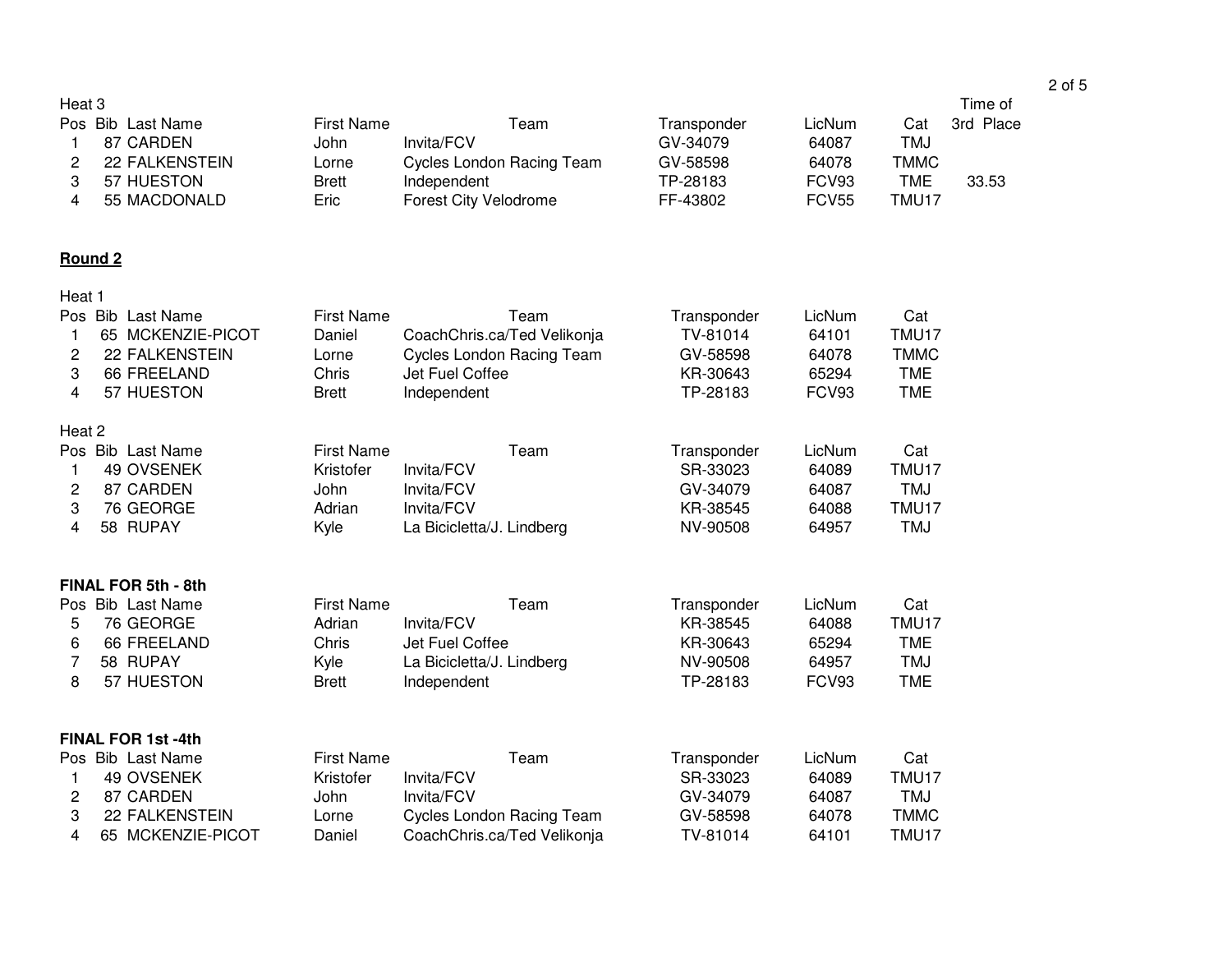Heat 3

| Pos | Bib | Last Name | First Name | Team | Transponder | LicNum | Cat | Time of 3rd Place |
|---|---|---|---|---|---|---|---|---|
| 1 | 87 | CARDEN | John | Invita/FCV | GV-34079 | 64087 | TMJ | |
| 2 | 22 | FALKENSTEIN | Lorne | Cycles London Racing Team | GV-58598 | 64078 | TMMC | |
| 3 | 57 | HUESTON | Brett | Independent | TP-28183 | FCV93 | TME | 33.53 |
| 4 | 55 | MACDONALD | Eric | Forest City Velodrome | FF-43802 | FCV55 | TMU17 | |

**Round 2**

Heat 1

| Pos | Bib | Last Name | First Name | Team | Transponder | LicNum | Cat |
|---|---|---|---|---|---|---|---|
| 1 | 65 | MCKENZIE-PICOT | Daniel | CoachChris.ca/Ted Velikonja | TV-81014 | 64101 | TMU17 |
| 2 | 22 | FALKENSTEIN | Lorne | Cycles London Racing Team | GV-58598 | 64078 | TMMC |
| 3 | 66 | FREELAND | Chris | Jet Fuel Coffee | KR-30643 | 65294 | TME |
| 4 | 57 | HUESTON | Brett | Independent | TP-28183 | FCV93 | TME |

Heat 2

| Pos | Bib | Last Name | First Name | Team | Transponder | LicNum | Cat |
|---|---|---|---|---|---|---|---|
| 1 | 49 | OVSENEK | Kristofer | Invita/FCV | SR-33023 | 64089 | TMU17 |
| 2 | 87 | CARDEN | John | Invita/FCV | GV-34079 | 64087 | TMJ |
| 3 | 76 | GEORGE | Adrian | Invita/FCV | KR-38545 | 64088 | TMU17 |
| 4 | 58 | RUPAY | Kyle | La Bicicletta/J. Lindberg | NV-90508 | 64957 | TMJ |

**FINAL FOR 5th - 8th**

| Pos | Bib | Last Name | First Name | Team | Transponder | LicNum | Cat |
|---|---|---|---|---|---|---|---|
| 5 | 76 | GEORGE | Adrian | Invita/FCV | KR-38545 | 64088 | TMU17 |
| 6 | 66 | FREELAND | Chris | Jet Fuel Coffee | KR-30643 | 65294 | TME |
| 7 | 58 | RUPAY | Kyle | La Bicicletta/J. Lindberg | NV-90508 | 64957 | TMJ |
| 8 | 57 | HUESTON | Brett | Independent | TP-28183 | FCV93 | TME |

**FINAL FOR 1st -4th**

| Pos | Bib | Last Name | First Name | Team | Transponder | LicNum | Cat |
|---|---|---|---|---|---|---|---|
| 1 | 49 | OVSENEK | Kristofer | Invita/FCV | SR-33023 | 64089 | TMU17 |
| 2 | 87 | CARDEN | John | Invita/FCV | GV-34079 | 64087 | TMJ |
| 3 | 22 | FALKENSTEIN | Lorne | Cycles London Racing Team | GV-58598 | 64078 | TMMC |
| 4 | 65 | MCKENZIE-PICOT | Daniel | CoachChris.ca/Ted Velikonja | TV-81014 | 64101 | TMU17 |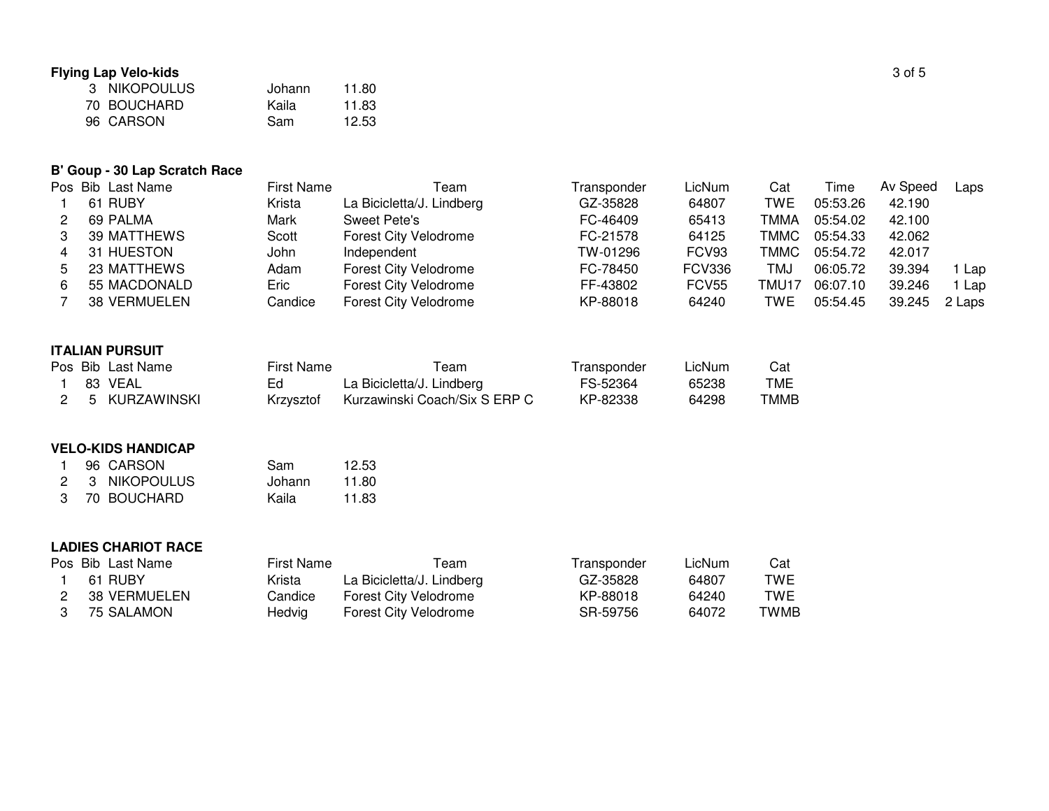**Flying Lap Velo-kids**

| Bib | Last Name | First Name | Time |
|---|---|---|---|
| 3 | NIKOPOULUS | Johann | 11.80 |
| 70 | BOUCHARD | Kaila | 11.83 |
| 96 | CARSON | Sam | 12.53 |

**B' Goup - 30 Lap Scratch Race**

| Pos | Bib | Last Name | First Name | Team | Transponder | LicNum | Cat | Time | Av Speed | Laps |
|---|---|---|---|---|---|---|---|---|---|---|
| 1 | 61 | RUBY | Krista | La Bicicletta/J. Lindberg | GZ-35828 | 64807 | TWE | 05:53.26 | 42.190 | |
| 2 | 69 | PALMA | Mark | Sweet Pete's | FC-46409 | 65413 | TMMA | 05:54.02 | 42.100 | |
| 3 | 39 | MATTHEWS | Scott | Forest City Velodrome | FC-21578 | 64125 | TMMC | 05:54.33 | 42.062 | |
| 4 | 31 | HUESTON | John | Independent | TW-01296 | FCV93 | TMMC | 05:54.72 | 42.017 | |
| 5 | 23 | MATTHEWS | Adam | Forest City Velodrome | FC-78450 | FCV336 | TMJ | 06:05.72 | 39.394 | 1 Lap |
| 6 | 55 | MACDONALD | Eric | Forest City Velodrome | FF-43802 | FCV55 | TMU17 | 06:07.10 | 39.246 | 1 Lap |
| 7 | 38 | VERMUELEN | Candice | Forest City Velodrome | KP-88018 | 64240 | TWE | 05:54.45 | 39.245 | 2 Laps |

**ITALIAN PURSUIT**

| Pos | Bib | Last Name | First Name | Team | Transponder | LicNum | Cat |
|---|---|---|---|---|---|---|---|
| 1 | 83 | VEAL | Ed | La Bicicletta/J. Lindberg | FS-52364 | 65238 | TME |
| 2 | 5 | KURZAWINSKI | Krzysztof | Kurzawinski Coach/Six S ERP C | KP-82338 | 64298 | TMMB |

**VELO-KIDS HANDICAP**

| Pos | Bib | Last Name | First Name | Time |
|---|---|---|---|---|
| 1 | 96 | CARSON | Sam | 12.53 |
| 2 | 3 | NIKOPOULUS | Johann | 11.80 |
| 3 | 70 | BOUCHARD | Kaila | 11.83 |

**LADIES CHARIOT RACE**

| Pos | Bib | Last Name | First Name | Team | Transponder | LicNum | Cat |
|---|---|---|---|---|---|---|---|
| 1 | 61 | RUBY | Krista | La Bicicletta/J. Lindberg | GZ-35828 | 64807 | TWE |
| 2 | 38 | VERMUELEN | Candice | Forest City Velodrome | KP-88018 | 64240 | TWE |
| 3 | 75 | SALAMON | Hedvig | Forest City Velodrome | SR-59756 | 64072 | TWMB |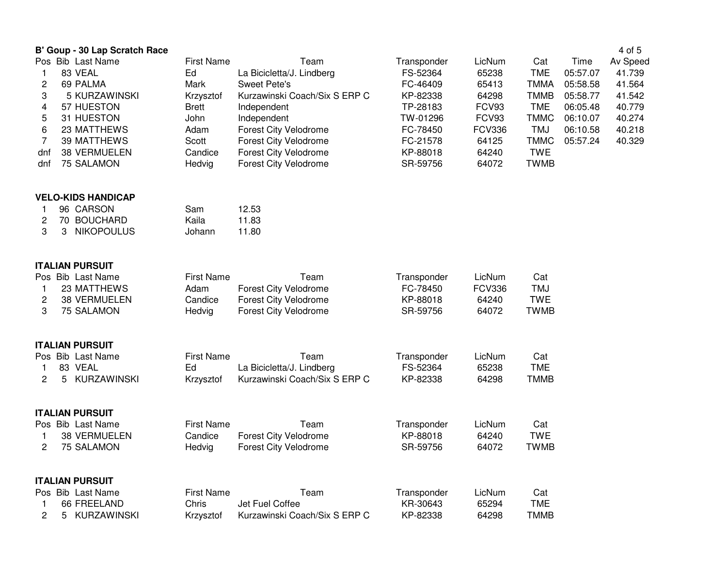### B' Goup - 30 Lap Scratch Race

| Pos | Bib | Last Name | First Name | Team | Transponder | LicNum | Cat | Time | Av Speed |
|---|---|---|---|---|---|---|---|---|---|
| 1 | 83 | VEAL | Ed | La Bicicletta/J. Lindberg | FS-52364 | 65238 | TME | 05:57.07 | 41.739 |
| 2 | 69 | PALMA | Mark | Sweet Pete's | FC-46409 | 65413 | TMMA | 05:58.58 | 41.564 |
| 3 | 5 | KURZAWINSKI | Krzysztof | Kurzawinski Coach/Six S ERP C | KP-82338 | 64298 | TMMB | 05:58.77 | 41.542 |
| 4 | 57 | HUESTON | Brett | Independent | TP-28183 | FCV93 | TME | 06:05.48 | 40.779 |
| 5 | 31 | HUESTON | John | Independent | TW-01296 | FCV93 | TMMC | 06:10.07 | 40.274 |
| 6 | 23 | MATTHEWS | Adam | Forest City Velodrome | FC-78450 | FCV336 | TMJ | 06:10.58 | 40.218 |
| 7 | 39 | MATTHEWS | Scott | Forest City Velodrome | FC-21578 | 64125 | TMMC | 05:57.24 | 40.329 |
| dnf | 38 | VERMUELEN | Candice | Forest City Velodrome | KP-88018 | 64240 | TWE | | |
| dnf | 75 | SALAMON | Hedvig | Forest City Velodrome | SR-59756 | 64072 | TWMB | | |

### VELO-KIDS HANDICAP

| Pos | Bib | Last Name | First Name | Time |
|---|---|---|---|---|
| 1 | 96 | CARSON | Sam | 12.53 |
| 2 | 70 | BOUCHARD | Kaila | 11.83 |
| 3 | 3 | NIKOPOULUS | Johann | 11.80 |

### ITALIAN PURSUIT

| Pos | Bib | Last Name | First Name | Team | Transponder | LicNum | Cat |
|---|---|---|---|---|---|---|---|
| 1 | 23 | MATTHEWS | Adam | Forest City Velodrome | FC-78450 | FCV336 | TMJ |
| 2 | 38 | VERMUELEN | Candice | Forest City Velodrome | KP-88018 | 64240 | TWE |
| 3 | 75 | SALAMON | Hedvig | Forest City Velodrome | SR-59756 | 64072 | TWMB |

### ITALIAN PURSUIT

| Pos | Bib | Last Name | First Name | Team | Transponder | LicNum | Cat |
|---|---|---|---|---|---|---|---|
| 1 | 83 | VEAL | Ed | La Bicicletta/J. Lindberg | FS-52364 | 65238 | TME |
| 2 | 5 | KURZAWINSKI | Krzysztof | Kurzawinski Coach/Six S ERP C | KP-82338 | 64298 | TMMB |

### ITALIAN PURSUIT

| Pos | Bib | Last Name | First Name | Team | Transponder | LicNum | Cat |
|---|---|---|---|---|---|---|---|
| 1 | 38 | VERMUELEN | Candice | Forest City Velodrome | KP-88018 | 64240 | TWE |
| 2 | 75 | SALAMON | Hedvig | Forest City Velodrome | SR-59756 | 64072 | TWMB |

### ITALIAN PURSUIT

| Pos | Bib | Last Name | First Name | Team | Transponder | LicNum | Cat |
|---|---|---|---|---|---|---|---|
| 1 | 66 | FREELAND | Chris | Jet Fuel Coffee | KR-30643 | 65294 | TME |
| 2 | 5 | KURZAWINSKI | Krzysztof | Kurzawinski Coach/Six S ERP C | KP-82338 | 64298 | TMMB |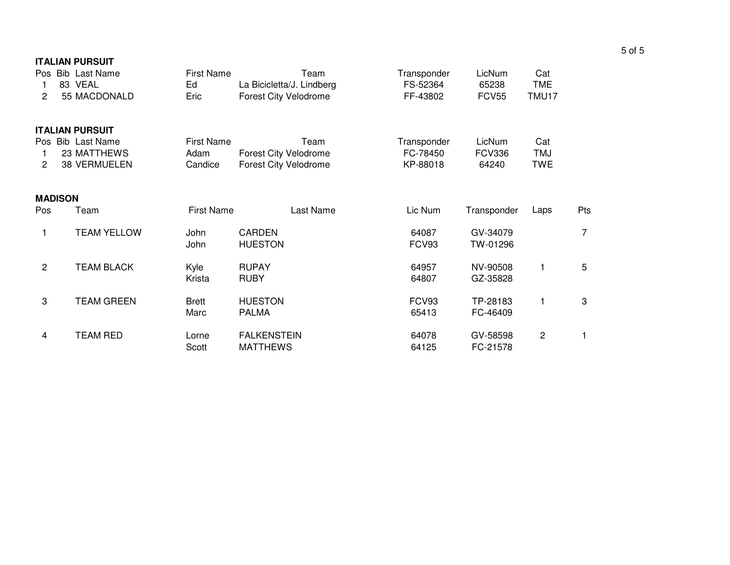**ITALIAN PURSUIT**

| Pos | Bib | Last Name | First Name | Team | Transponder | LicNum | Cat |
|---|---|---|---|---|---|---|---|
| 1 | 83 | VEAL | Ed | La Bicicletta/J. Lindberg | FS-52364 | 65238 | TME |
| 2 | 55 | MACDONALD | Eric | Forest City Velodrome | FF-43802 | FCV55 | TMU17 |

**ITALIAN PURSUIT**

| Pos | Bib | Last Name | First Name | Team | Transponder | LicNum | Cat |
|---|---|---|---|---|---|---|---|
| 1 | 23 | MATTHEWS | Adam | Forest City Velodrome | FC-78450 | FCV336 | TMJ |
| 2 | 38 | VERMUELEN | Candice | Forest City Velodrome | KP-88018 | 64240 | TWE |

**MADISON**

| Pos | Team | First Name | Last Name | Lic Num | Transponder | Laps | Pts |
|---|---|---|---|---|---|---|---|
| 1 | TEAM YELLOW | John | CARDEN | 64087 | GV-34079 | | 7 |
| | | John | HUESTON | FCV93 | TW-01296 | | |
| 2 | TEAM BLACK | Kyle | RUPAY | 64957 | NV-90508 | 1 | 5 |
| | | Krista | RUBY | 64807 | GZ-35828 | | |
| 3 | TEAM GREEN | Brett | HUESTON | FCV93 | TP-28183 | 1 | 3 |
| | | Marc | PALMA | 65413 | FC-46409 | | |
| 4 | TEAM RED | Lorne | FALKENSTEIN | 64078 | GV-58598 | 2 | 1 |
| | | Scott | MATTHEWS | 64125 | FC-21578 | | |